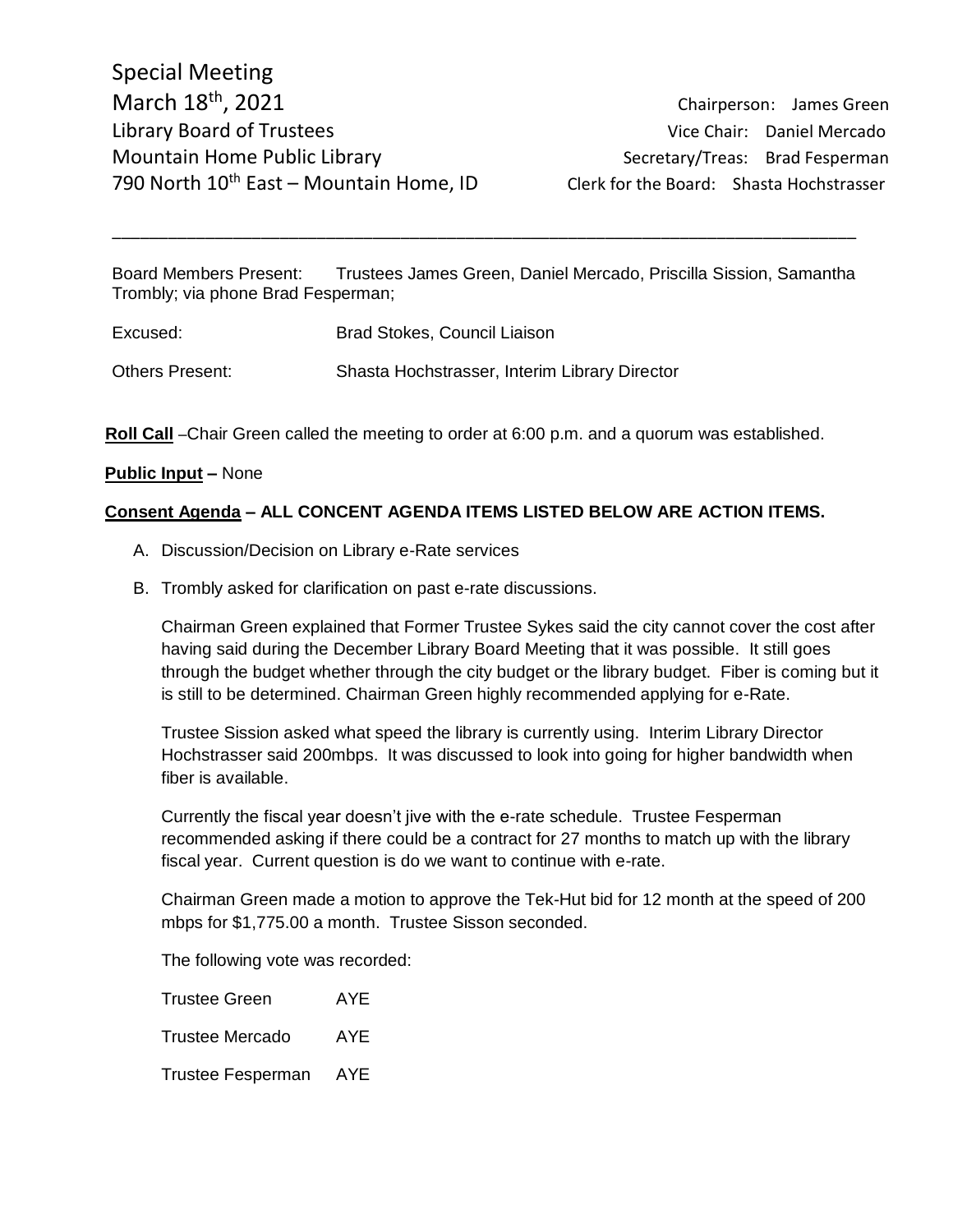Special Meeting

March 18th, 2021

Library Board of Trustees

Mountain Home Public Library

790 North 10th East – Mountain Home, ID

Chairperson: James Green

Vice Chair: Daniel Mercado

Secretary/Treas: Brad Fesperman

Clerk for the Board: Shasta Hochstrasser

---

Board Members Present: Trustees James Green, Daniel Mercado, Priscilla Sission, Samantha Trombly; via phone Brad Fesperman;

Excused: Brad Stokes, Council Liaison

Others Present: Shasta Hochstrasser, Interim Library Director

**Roll Call** –Chair Green called the meeting to order at 6:00 p.m. and a quorum was established.

**Public Input –** None

**Consent Agenda – ALL CONCENT AGENDA ITEMS LISTED BELOW ARE ACTION ITEMS.**

A. Discussion/Decision on Library e-Rate services

B. Trombly asked for clarification on past e-rate discussions.

   Chairman Green explained that Former Trustee Sykes said the city cannot cover the cost after having said during the December Library Board Meeting that it was possible. It still goes through the budget whether through the city budget or the library budget. Fiber is coming but it is still to be determined. Chairman Green highly recommended applying for e-Rate.

   Trustee Sission asked what speed the library is currently using. Interim Library Director Hochstrasser said 200mbps. It was discussed to look into going for higher bandwidth when fiber is available.

   Currently the fiscal year doesn't jive with the e-rate schedule. Trustee Fesperman recommended asking if there could be a contract for 27 months to match up with the library fiscal year. Current question is do we want to continue with e-rate.

   Chairman Green made a motion to approve the Tek-Hut bid for 12 month at the speed of 200 mbps for $1,775.00 a month. Trustee Sisson seconded.

   The following vote was recorded:

   Trustee Green AYE

   Trustee Mercado AYE

   Trustee Fesperman AYE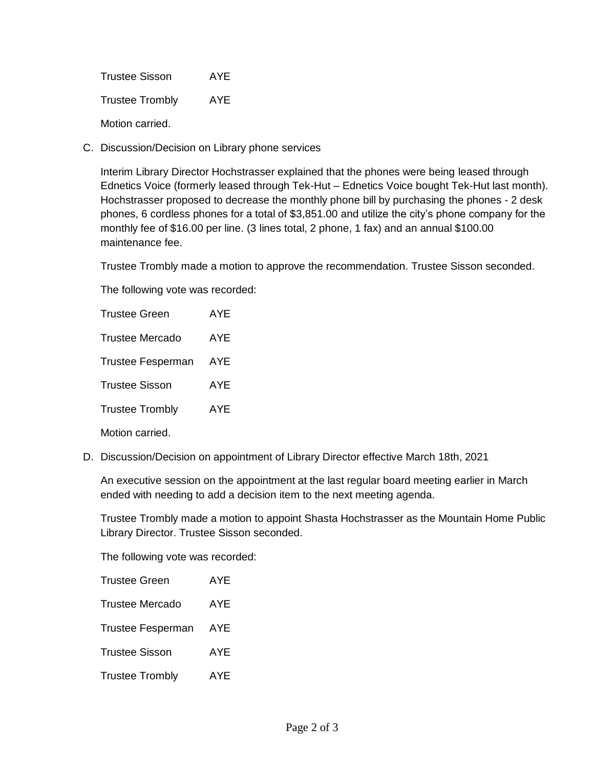Trustee Sisson AYE

Trustee Trombly AYE

Motion carried.

C. Discussion/Decision on Library phone services

   Interim Library Director Hochstrasser explained that the phones were being leased through Ednetics Voice (formerly leased through Tek-Hut – Ednetics Voice bought Tek-Hut last month). Hochstrasser proposed to decrease the monthly phone bill by purchasing the phones - 2 desk phones, 6 cordless phones for a total of $3,851.00 and utilize the city's phone company for the monthly fee of $16.00 per line. (3 lines total, 2 phone, 1 fax) and an annual $100.00 maintenance fee.

   Trustee Trombly made a motion to approve the recommendation. Trustee Sisson seconded.

   The following vote was recorded:

   Trustee Green AYE

   Trustee Mercado AYE

   Trustee Fesperman AYE

   Trustee Sisson AYE

   Trustee Trombly AYE

   Motion carried.

D. Discussion/Decision on appointment of Library Director effective March 18th, 2021

   An executive session on the appointment at the last regular board meeting earlier in March ended with needing to add a decision item to the next meeting agenda.

   Trustee Trombly made a motion to appoint Shasta Hochstrasser as the Mountain Home Public Library Director. Trustee Sisson seconded.

   The following vote was recorded:

   Trustee Green AYE

   Trustee Mercado AYE

   Trustee Fesperman AYE

   Trustee Sisson AYE

   Trustee Trombly AYE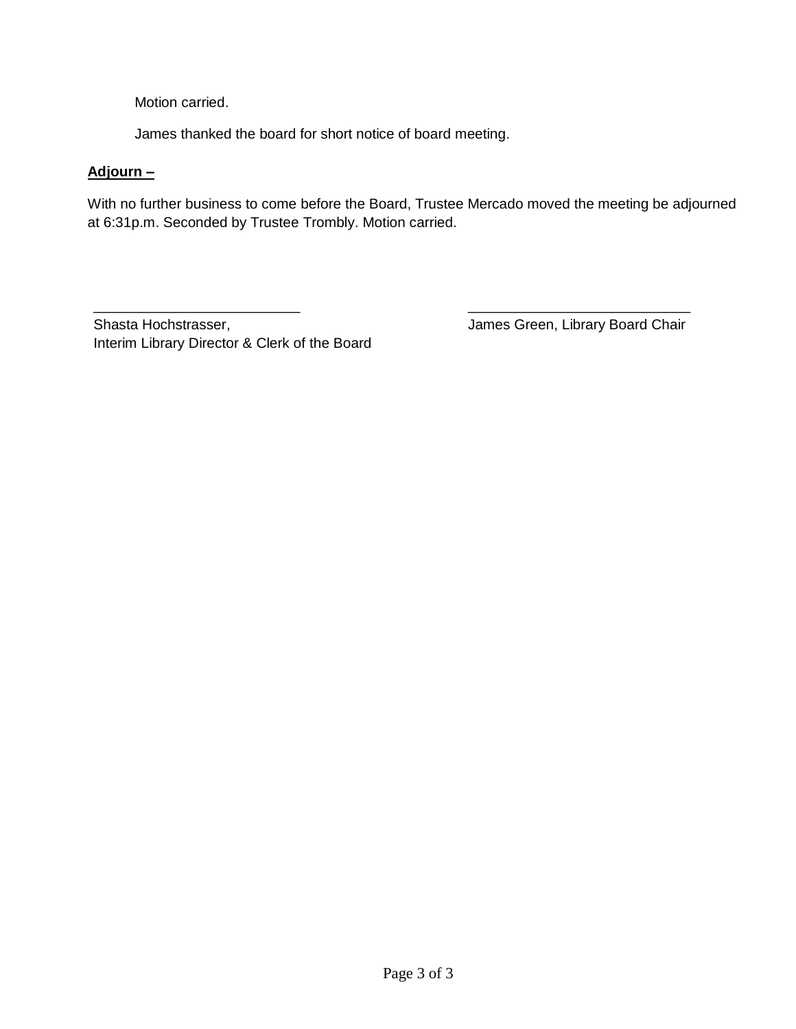Motion carried.

James thanked the board for short notice of board meeting.

**Adjourn –**

With no further business to come before the Board, Trustee Mercado moved the meeting be adjourned at 6:31p.m. Seconded by Trustee Trombly. Motion carried.

| | |
|---|---|
| ___________________________ | ____________________________ |
| Shasta Hochstrasser,<br>Interim Library Director & Clerk of the Board | James Green, Library Board Chair |